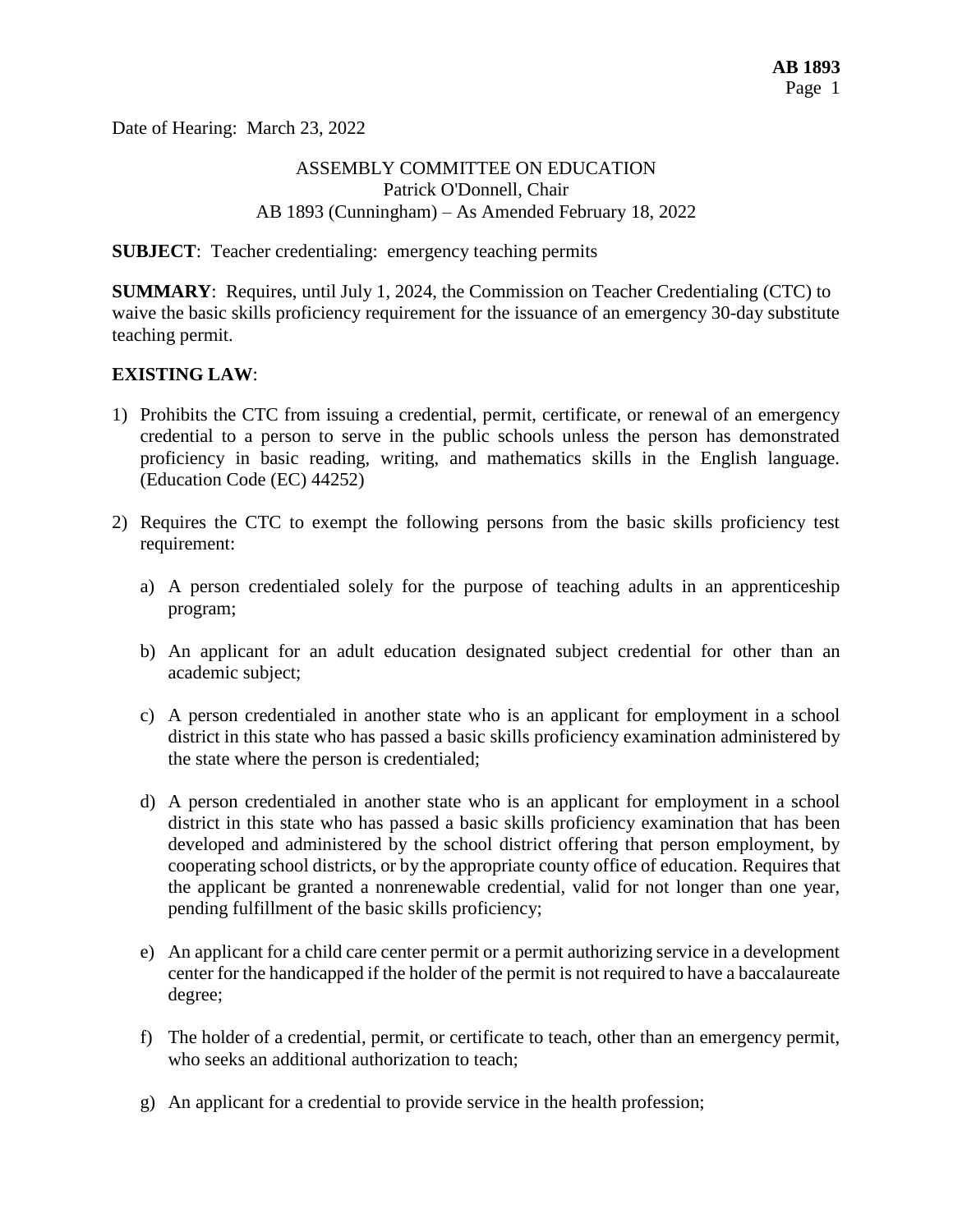Date of Hearing: March 23, 2022

ASSEMBLY COMMITTEE ON EDUCATION
Patrick O'Donnell, Chair
AB 1893 (Cunningham) – As Amended February 18, 2022

**SUBJECT**: Teacher credentialing: emergency teaching permits

**SUMMARY**: Requires, until July 1, 2024, the Commission on Teacher Credentialing (CTC) to waive the basic skills proficiency requirement for the issuance of an emergency 30-day substitute teaching permit.

**EXISTING LAW**:

1) Prohibits the CTC from issuing a credential, permit, certificate, or renewal of an emergency credential to a person to serve in the public schools unless the person has demonstrated proficiency in basic reading, writing, and mathematics skills in the English language. (Education Code (EC) 44252)

2) Requires the CTC to exempt the following persons from the basic skills proficiency test requirement:

   a) A person credentialed solely for the purpose of teaching adults in an apprenticeship program;

   b) An applicant for an adult education designated subject credential for other than an academic subject;

   c) A person credentialed in another state who is an applicant for employment in a school district in this state who has passed a basic skills proficiency examination administered by the state where the person is credentialed;

   d) A person credentialed in another state who is an applicant for employment in a school district in this state who has passed a basic skills proficiency examination that has been developed and administered by the school district offering that person employment, by cooperating school districts, or by the appropriate county office of education. Requires that the applicant be granted a nonrenewable credential, valid for not longer than one year, pending fulfillment of the basic skills proficiency;

   e) An applicant for a child care center permit or a permit authorizing service in a development center for the handicapped if the holder of the permit is not required to have a baccalaureate degree;

   f) The holder of a credential, permit, or certificate to teach, other than an emergency permit, who seeks an additional authorization to teach;

   g) An applicant for a credential to provide service in the health profession;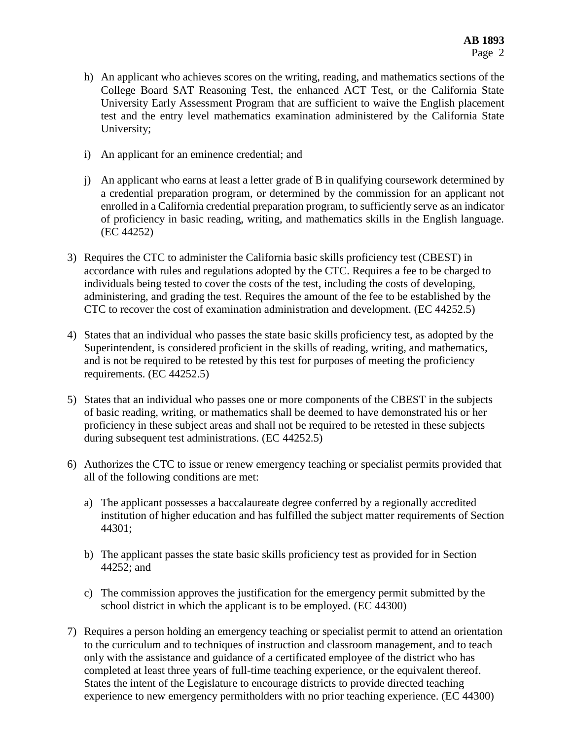h) An applicant who achieves scores on the writing, reading, and mathematics sections of the College Board SAT Reasoning Test, the enhanced ACT Test, or the California State University Early Assessment Program that are sufficient to waive the English placement test and the entry level mathematics examination administered by the California State University;

i) An applicant for an eminence credential; and

j) An applicant who earns at least a letter grade of B in qualifying coursework determined by a credential preparation program, or determined by the commission for an applicant not enrolled in a California credential preparation program, to sufficiently serve as an indicator of proficiency in basic reading, writing, and mathematics skills in the English language. (EC 44252)

3) Requires the CTC to administer the California basic skills proficiency test (CBEST) in accordance with rules and regulations adopted by the CTC. Requires a fee to be charged to individuals being tested to cover the costs of the test, including the costs of developing, administering, and grading the test. Requires the amount of the fee to be established by the CTC to recover the cost of examination administration and development. (EC 44252.5)

4) States that an individual who passes the state basic skills proficiency test, as adopted by the Superintendent, is considered proficient in the skills of reading, writing, and mathematics, and is not be required to be retested by this test for purposes of meeting the proficiency requirements. (EC 44252.5)

5) States that an individual who passes one or more components of the CBEST in the subjects of basic reading, writing, or mathematics shall be deemed to have demonstrated his or her proficiency in these subject areas and shall not be required to be retested in these subjects during subsequent test administrations. (EC 44252.5)

6) Authorizes the CTC to issue or renew emergency teaching or specialist permits provided that all of the following conditions are met:

   a) The applicant possesses a baccalaureate degree conferred by a regionally accredited institution of higher education and has fulfilled the subject matter requirements of Section 44301;

   b) The applicant passes the state basic skills proficiency test as provided for in Section 44252; and

   c) The commission approves the justification for the emergency permit submitted by the school district in which the applicant is to be employed. (EC 44300)

7) Requires a person holding an emergency teaching or specialist permit to attend an orientation to the curriculum and to techniques of instruction and classroom management, and to teach only with the assistance and guidance of a certificated employee of the district who has completed at least three years of full-time teaching experience, or the equivalent thereof. States the intent of the Legislature to encourage districts to provide directed teaching experience to new emergency permitholders with no prior teaching experience. (EC 44300)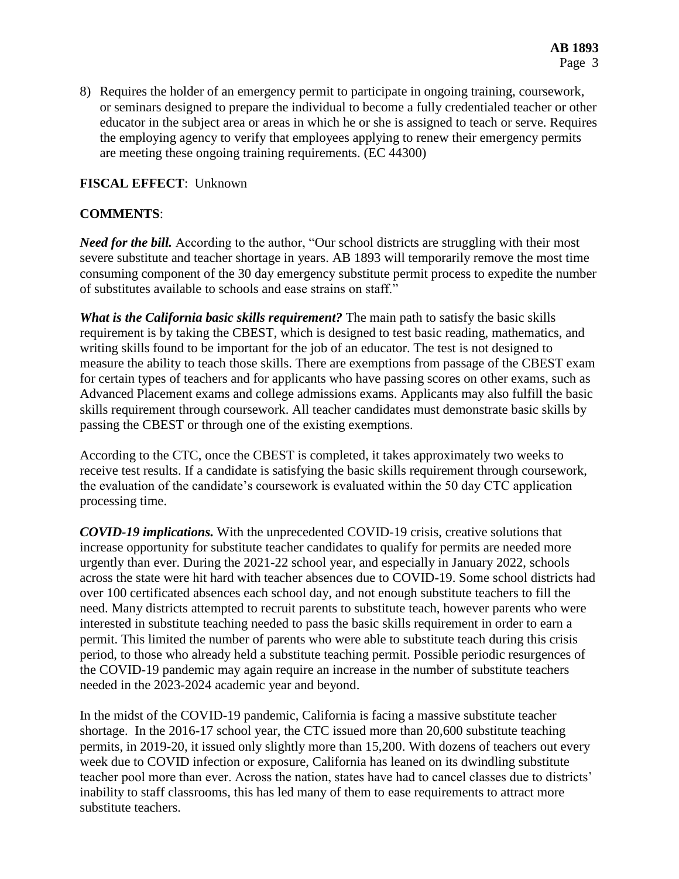8) Requires the holder of an emergency permit to participate in ongoing training, coursework, or seminars designed to prepare the individual to become a fully credentialed teacher or other educator in the subject area or areas in which he or she is assigned to teach or serve. Requires the employing agency to verify that employees applying to renew their emergency permits are meeting these ongoing training requirements. (EC 44300)

**FISCAL EFFECT**: Unknown

**COMMENTS**:

***Need for the bill.*** According to the author, "Our school districts are struggling with their most severe substitute and teacher shortage in years. AB 1893 will temporarily remove the most time consuming component of the 30 day emergency substitute permit process to expedite the number of substitutes available to schools and ease strains on staff."

***What is the California basic skills requirement?*** The main path to satisfy the basic skills requirement is by taking the CBEST, which is designed to test basic reading, mathematics, and writing skills found to be important for the job of an educator. The test is not designed to measure the ability to teach those skills. There are exemptions from passage of the CBEST exam for certain types of teachers and for applicants who have passing scores on other exams, such as Advanced Placement exams and college admissions exams. Applicants may also fulfill the basic skills requirement through coursework. All teacher candidates must demonstrate basic skills by passing the CBEST or through one of the existing exemptions.

According to the CTC, once the CBEST is completed, it takes approximately two weeks to receive test results. If a candidate is satisfying the basic skills requirement through coursework, the evaluation of the candidate's coursework is evaluated within the 50 day CTC application processing time.

***COVID-19 implications.*** With the unprecedented COVID-19 crisis, creative solutions that increase opportunity for substitute teacher candidates to qualify for permits are needed more urgently than ever. During the 2021-22 school year, and especially in January 2022, schools across the state were hit hard with teacher absences due to COVID-19. Some school districts had over 100 certificated absences each school day, and not enough substitute teachers to fill the need. Many districts attempted to recruit parents to substitute teach, however parents who were interested in substitute teaching needed to pass the basic skills requirement in order to earn a permit. This limited the number of parents who were able to substitute teach during this crisis period, to those who already held a substitute teaching permit. Possible periodic resurgences of the COVID-19 pandemic may again require an increase in the number of substitute teachers needed in the 2023-2024 academic year and beyond.

In the midst of the COVID-19 pandemic, California is facing a massive substitute teacher shortage. In the 2016-17 school year, the CTC issued more than 20,600 substitute teaching permits, in 2019-20, it issued only slightly more than 15,200. With dozens of teachers out every week due to COVID infection or exposure, California has leaned on its dwindling substitute teacher pool more than ever. Across the nation, states have had to cancel classes due to districts' inability to staff classrooms, this has led many of them to ease requirements to attract more substitute teachers.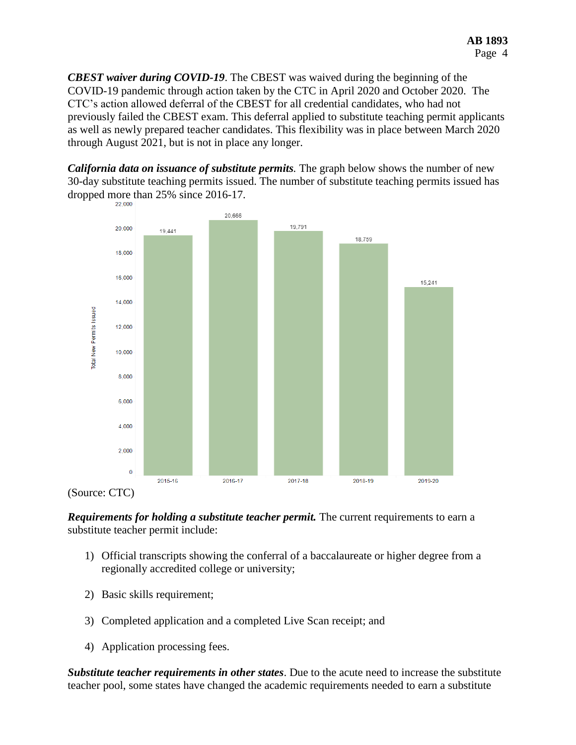***CBEST waiver during COVID-19***. The CBEST was waived during the beginning of the COVID-19 pandemic through action taken by the CTC in April 2020 and October 2020. The CTC's action allowed deferral of the CBEST for all credential candidates, who had not previously failed the CBEST exam. This deferral applied to substitute teaching permit applicants as well as newly prepared teacher candidates. This flexibility was in place between March 2020 through August 2021, but is not in place any longer.

***California data on issuance of substitute permits.*** The graph below shows the number of new 30-day substitute teaching permits issued. The number of substitute teaching permits issued has dropped more than 25% since 2016-17.

| Year | Total New Permits Issued |
|---|---|
| 2015-16 | 19,441 |
| 2016-17 | 20,666 |
| 2017-18 | 19,791 |
| 2018-19 | 18,759 |
| 2019-20 | 15,241 |

(Source: CTC)

***Requirements for holding a substitute teacher permit.*** The current requirements to earn a substitute teacher permit include:

1) Official transcripts showing the conferral of a baccalaureate or higher degree from a regionally accredited college or university;

2) Basic skills requirement;

3) Completed application and a completed Live Scan receipt; and

4) Application processing fees.

***Substitute teacher requirements in other states***. Due to the acute need to increase the substitute teacher pool, some states have changed the academic requirements needed to earn a substitute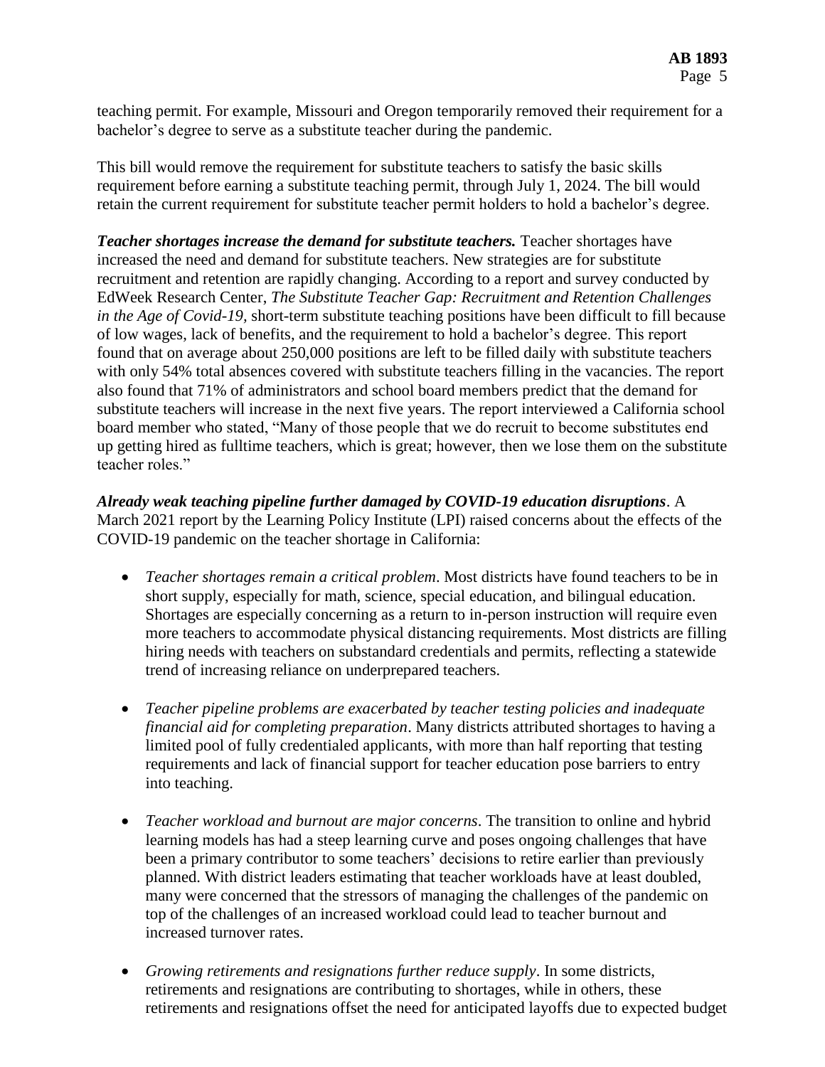teaching permit. For example, Missouri and Oregon temporarily removed their requirement for a bachelor's degree to serve as a substitute teacher during the pandemic.

This bill would remove the requirement for substitute teachers to satisfy the basic skills requirement before earning a substitute teaching permit, through July 1, 2024. The bill would retain the current requirement for substitute teacher permit holders to hold a bachelor's degree.

***Teacher shortages increase the demand for substitute teachers.*** Teacher shortages have increased the need and demand for substitute teachers. New strategies are for substitute recruitment and retention are rapidly changing. According to a report and survey conducted by EdWeek Research Center, *The Substitute Teacher Gap: Recruitment and Retention Challenges in the Age of Covid-19*, short-term substitute teaching positions have been difficult to fill because of low wages, lack of benefits, and the requirement to hold a bachelor's degree. This report found that on average about 250,000 positions are left to be filled daily with substitute teachers with only 54% total absences covered with substitute teachers filling in the vacancies. The report also found that 71% of administrators and school board members predict that the demand for substitute teachers will increase in the next five years. The report interviewed a California school board member who stated, "Many of those people that we do recruit to become substitutes end up getting hired as fulltime teachers, which is great; however, then we lose them on the substitute teacher roles."

***Already weak teaching pipeline further damaged by COVID-19 education disruptions***. A March 2021 report by the Learning Policy Institute (LPI) raised concerns about the effects of the COVID-19 pandemic on the teacher shortage in California:

- *Teacher shortages remain a critical problem*. Most districts have found teachers to be in short supply, especially for math, science, special education, and bilingual education. Shortages are especially concerning as a return to in-person instruction will require even more teachers to accommodate physical distancing requirements. Most districts are filling hiring needs with teachers on substandard credentials and permits, reflecting a statewide trend of increasing reliance on underprepared teachers.

- *Teacher pipeline problems are exacerbated by teacher testing policies and inadequate financial aid for completing preparation*. Many districts attributed shortages to having a limited pool of fully credentialed applicants, with more than half reporting that testing requirements and lack of financial support for teacher education pose barriers to entry into teaching.

- *Teacher workload and burnout are major concerns*. The transition to online and hybrid learning models has had a steep learning curve and poses ongoing challenges that have been a primary contributor to some teachers' decisions to retire earlier than previously planned. With district leaders estimating that teacher workloads have at least doubled, many were concerned that the stressors of managing the challenges of the pandemic on top of the challenges of an increased workload could lead to teacher burnout and increased turnover rates.

- *Growing retirements and resignations further reduce supply*. In some districts, retirements and resignations are contributing to shortages, while in others, these retirements and resignations offset the need for anticipated layoffs due to expected budget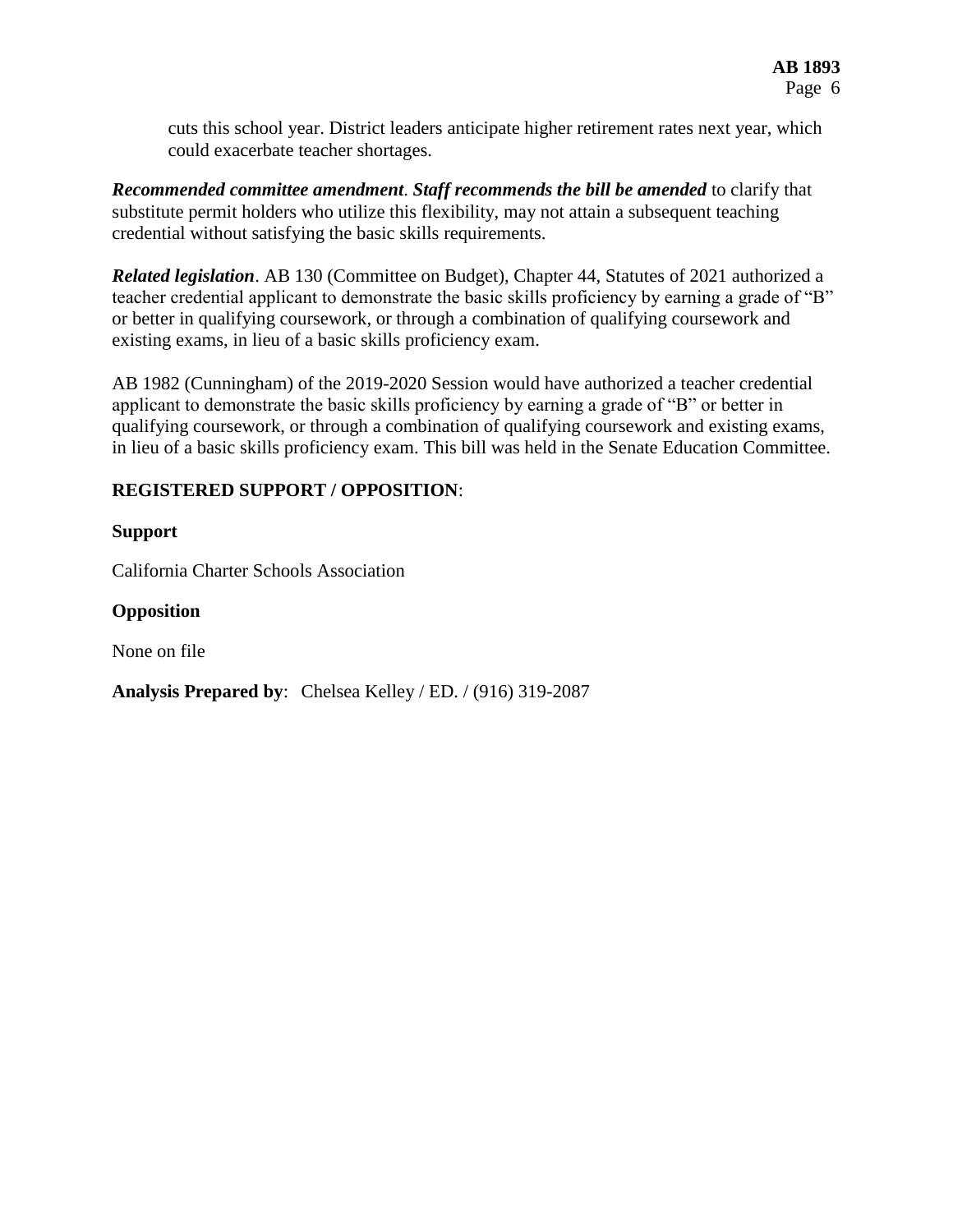cuts this school year. District leaders anticipate higher retirement rates next year, which could exacerbate teacher shortages.

***Recommended committee amendment***. ***Staff recommends the bill be amended*** to clarify that substitute permit holders who utilize this flexibility, may not attain a subsequent teaching credential without satisfying the basic skills requirements.

***Related legislation***. AB 130 (Committee on Budget), Chapter 44, Statutes of 2021 authorized a teacher credential applicant to demonstrate the basic skills proficiency by earning a grade of "B" or better in qualifying coursework, or through a combination of qualifying coursework and existing exams, in lieu of a basic skills proficiency exam.

AB 1982 (Cunningham) of the 2019-2020 Session would have authorized a teacher credential applicant to demonstrate the basic skills proficiency by earning a grade of "B" or better in qualifying coursework, or through a combination of qualifying coursework and existing exams, in lieu of a basic skills proficiency exam. This bill was held in the Senate Education Committee.

**REGISTERED SUPPORT / OPPOSITION**:

**Support**

California Charter Schools Association

**Opposition**

None on file

**Analysis Prepared by**: Chelsea Kelley / ED. / (916) 319-2087